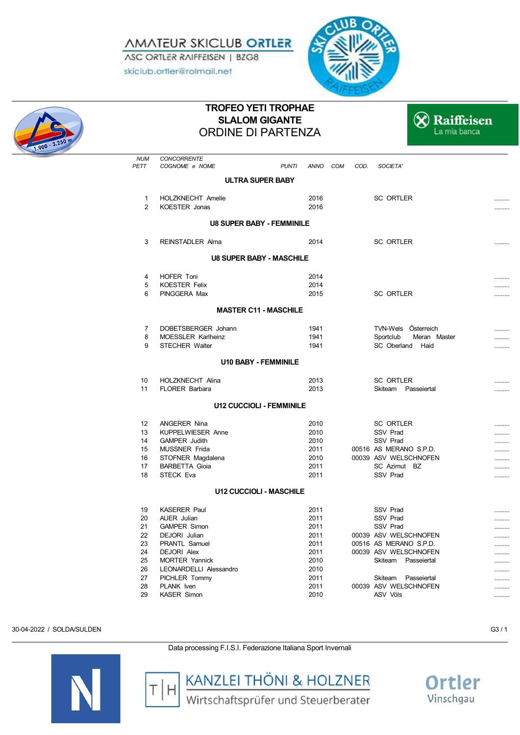AMATEUR SKICLUB ORTLER
ASC ORTLER RAIFFEISEN | BZG8
skiclub.ortler@rolmail.net

# TROFEO YETI TROPHAE
## SLALOM GIGANTE
## ORDINE DI PARTENZA

Raiffeisen La mia banca

| NUM PETT | CONCORRENTE COGNOME e NOME | PUNTI | ANNO | COM | COD. | SOCIETA' | |
|---|---|---|---|---|---|---|---|
| | **ULTRA SUPER BABY** | | | | | | |
| 1 | HOLZKNECHT Amelie | | 2016 | | | SC ORTLER | ......... |
| 2 | KOESTER Jonas | | 2016 | | | | ......... |
| | **U8 SUPER BABY - FEMMINILE** | | | | | | |
| 3 | REINSTADLER Alma | | 2014 | | | SC ORTLER | ......... |
| | **U8 SUPER BABY - MASCHILE** | | | | | | |
| 4 | HOFER Toni | | 2014 | | | | ......... |
| 5 | KOESTER Felix | | 2014 | | | | ......... |
| 6 | PINGGERA Max | | 2015 | | | SC ORTLER | ......... |
| | **MASTER C11 - MASCHILE** | | | | | | |
| 7 | DOBETSBERGER Johann | | 1941 | | | TVN-Wels Österreich | ......... |
| 8 | MOESSLER Karlheinz | | 1941 | | | Sportclub Meran Master | ......... |
| 9 | STECHER Walter | | 1941 | | | SC Oberland Haid | ......... |
| | **U10 BABY - FEMMINILE** | | | | | | |
| 10 | HOLZKNECHT Alina | | 2013 | | | SC ORTLER | ......... |
| 11 | FLORER Barbara | | 2013 | | | Skiteam Passeiertal | ......... |
| | **U12 CUCCIOLI - FEMMINILE** | | | | | | |
| 12 | ANGERER Nina | | 2010 | | | SC ORTLER | ......... |
| 13 | KUPPELWIESER Anne | | 2010 | | | SSV Prad | ......... |
| 14 | GAMPER Judith | | 2010 | | | SSV Prad | ......... |
| 15 | MUSSNER Frida | | 2011 | | 00516 | AS MERANO S.P.D. | ......... |
| 16 | STOFNER Magdalena | | 2010 | | 00039 | ASV WELSCHNOFEN | ......... |
| 17 | BARBETTA Gioia | | 2011 | | | SC Azimut BZ | ......... |
| 18 | STECK Eva | | 2011 | | | SSV Prad | ......... |
| | **U12 CUCCIOLI - MASCHILE** | | | | | | |
| 19 | KASERER Paul | | 2011 | | | SSV Prad | ......... |
| 20 | AUER Julian | | 2011 | | | SSV Prad | ......... |
| 21 | GAMPER Simon | | 2011 | | | SSV Prad | ......... |
| 22 | DEJORI Julian | | 2011 | | 00039 | ASV WELSCHNOFEN | ......... |
| 23 | PRANTL Samuel | | 2011 | | 00516 | AS MERANO S.P.D. | ......... |
| 24 | DEJORI Alex | | 2011 | | 00039 | ASV WELSCHNOFEN | ......... |
| 25 | MORTER Yannick | | 2010 | | | Skiteam Passeiertal | ......... |
| 26 | LEONARDELLI Alessandro | | 2010 | | | | ......... |
| 27 | PICHLER Tommy | | 2011 | | | Skiteam Passeiertal | ......... |
| 28 | PLANK Iven | | 2011 | | 00039 | ASV WELSCHNOFEN | ......... |
| 29 | KASER Simon | | 2010 | | | ASV Völs | ......... |

30-04-2022 / SOLDA/SULDEN

Data processing F.I.S.I. Federazione Italiana Sport Invernali

KANZLEI THÖNI & HOLZNER Wirtschaftsprüfer und Steuerberater

Ortler Vinschgau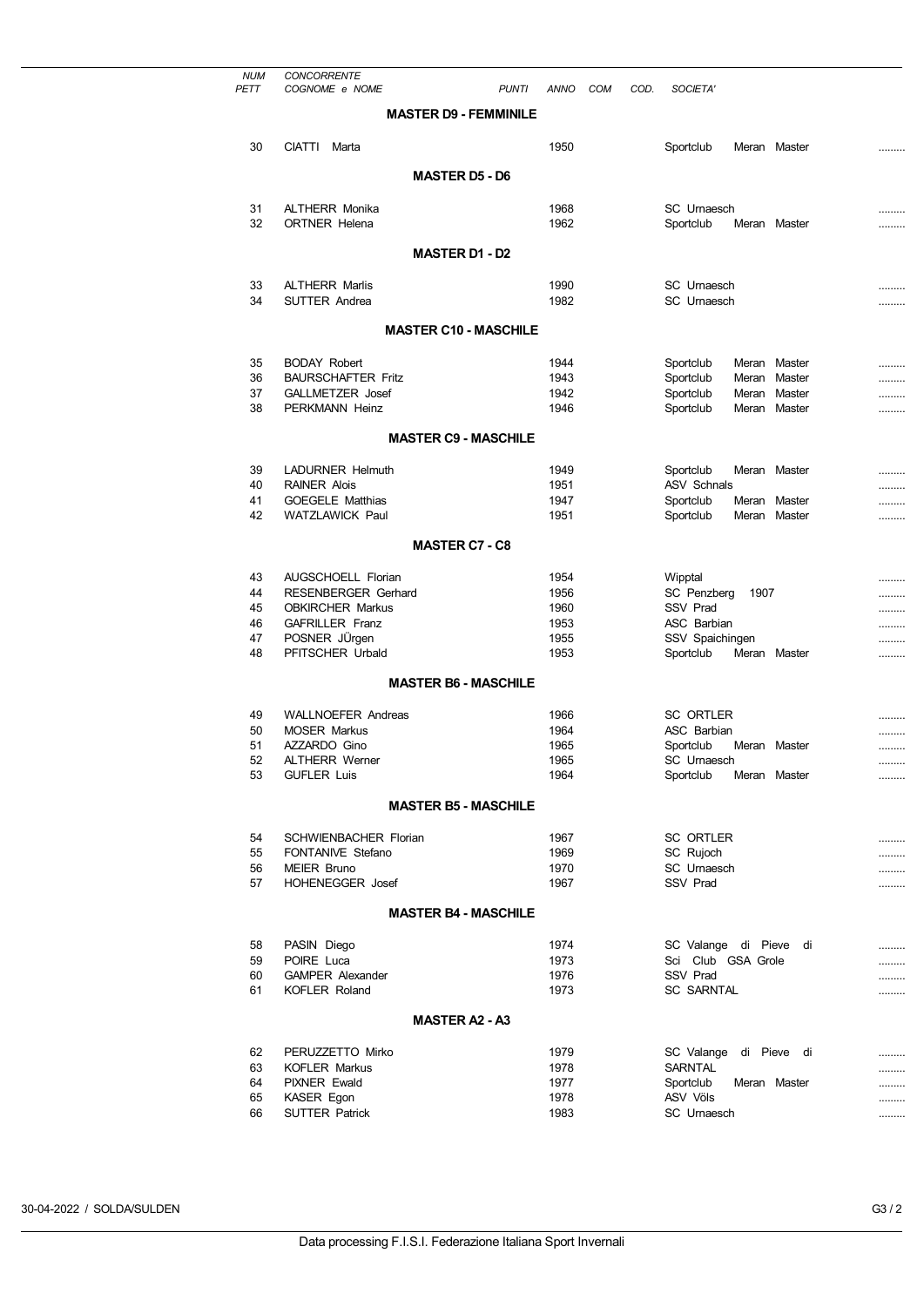| NUM PETT | CONCORRENTE COGNOME e NOME | PUNTI | ANNO | COM | COD. | SOCIETA' | |
|---|---|---|---|---|---|---|---|
| | **MASTER D9 - FEMMINILE** | | | | | | |
| 30 | CIATTI Marta | | 1950 | | | Sportclub Meran Master | ......... |
| | **MASTER D5 - D6** | | | | | | |
| 31 | ALTHERR Monika | | 1968 | | | SC Urnaesch | ......... |
| 32 | ORTNER Helena | | 1962 | | | Sportclub Meran Master | ......... |
| | **MASTER D1 - D2** | | | | | | |
| 33 | ALTHERR Marlis | | 1990 | | | SC Urnaesch | ......... |
| 34 | SUTTER Andrea | | 1982 | | | SC Urnaesch | ......... |
| | **MASTER C10 - MASCHILE** | | | | | | |
| 35 | BODAY Robert | | 1944 | | | Sportclub Meran Master | ......... |
| 36 | BAURSCHAFTER Fritz | | 1943 | | | Sportclub Meran Master | ......... |
| 37 | GALLMETZER Josef | | 1942 | | | Sportclub Meran Master | ......... |
| 38 | PERKMANN Heinz | | 1946 | | | Sportclub Meran Master | ......... |
| | **MASTER C9 - MASCHILE** | | | | | | |
| 39 | LADURNER Helmuth | | 1949 | | | Sportclub Meran Master | ......... |
| 40 | RAINER Alois | | 1951 | | | ASV Schnals | ......... |
| 41 | GOEGELE Matthias | | 1947 | | | Sportclub Meran Master | ......... |
| 42 | WATZLAWICK Paul | | 1951 | | | Sportclub Meran Master | ......... |
| | **MASTER C7 - C8** | | | | | | |
| 43 | AUGSCHOELL Florian | | 1954 | | | Wipptal | ......... |
| 44 | RESENBERGER Gerhard | | 1956 | | | SC Penzberg 1907 | ......... |
| 45 | OBKIRCHER Markus | | 1960 | | | SSV Prad | ......... |
| 46 | GAFRILLER Franz | | 1953 | | | ASC Barbian | ......... |
| 47 | POSNER JÜrgen | | 1955 | | | SSV Spaichingen | ......... |
| 48 | PFITSCHER Urbald | | 1953 | | | Sportclub Meran Master | ......... |
| | **MASTER B6 - MASCHILE** | | | | | | |
| 49 | WALLNOEFER Andreas | | 1966 | | | SC ORTLER | ......... |
| 50 | MOSER Markus | | 1964 | | | ASC Barbian | ......... |
| 51 | AZZARDO Gino | | 1965 | | | Sportclub Meran Master | ......... |
| 52 | ALTHERR Werner | | 1965 | | | SC Urnaesch | ......... |
| 53 | GUFLER Luis | | 1964 | | | Sportclub Meran Master | ......... |
| | **MASTER B5 - MASCHILE** | | | | | | |
| 54 | SCHWIENBACHER Florian | | 1967 | | | SC ORTLER | ......... |
| 55 | FONTANIVE Stefano | | 1969 | | | SC Rujoch | ......... |
| 56 | MEIER Bruno | | 1970 | | | SC Urnaesch | ......... |
| 57 | HOHENEGGER Josef | | 1967 | | | SSV Prad | ......... |
| | **MASTER B4 - MASCHILE** | | | | | | |
| 58 | PASIN Diego | | 1974 | | | SC Valange di Pieve di | ......... |
| 59 | POIRE Luca | | 1973 | | | Sci Club GSA Grole | ......... |
| 60 | GAMPER Alexander | | 1976 | | | SSV Prad | ......... |
| 61 | KOFLER Roland | | 1973 | | | SC SARNTAL | ......... |
| | **MASTER A2 - A3** | | | | | | |
| 62 | PERUZZETTO Mirko | | 1979 | | | SC Valange di Pieve di | ......... |
| 63 | KOFLER Markus | | 1978 | | | SARNTAL | ......... |
| 64 | PIXNER Ewald | | 1977 | | | Sportclub Meran Master | ......... |
| 65 | KASER Egon | | 1978 | | | ASV Völs | ......... |
| 66 | SUTTER Patrick | | 1983 | | | SC Urnaesch | ......... |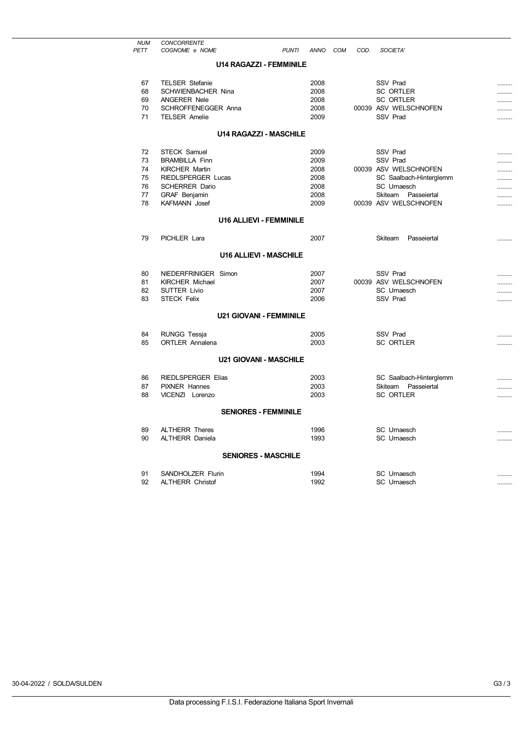| NUM PETT | CONCORRENTE COGNOME e NOME | PUNTI | ANNO | COM | COD. | SOCIETA' | |
|---|---|---|---|---|---|---|---|
| | **U14 RAGAZZI - FEMMINILE** | | | | | | |
| 67 | TELSER Stefanie | | 2008 | | | SSV Prad | ......... |
| 68 | SCHWIENBACHER Nina | | 2008 | | | SC ORTLER | ......... |
| 69 | ANGERER Nele | | 2008 | | | SC ORTLER | ......... |
| 70 | SCHROFFENEGGER Anna | | 2008 | | 00039 | ASV WELSCHNOFEN | ......... |
| 71 | TELSER Amelie | | 2009 | | | SSV Prad | ......... |
| | **U14 RAGAZZI - MASCHILE** | | | | | | |
| 72 | STECK Samuel | | 2009 | | | SSV Prad | ......... |
| 73 | BRAMBILLA Finn | | 2009 | | | SSV Prad | ......... |
| 74 | KIRCHER Martin | | 2008 | | 00039 | ASV WELSCHNOFEN | ......... |
| 75 | RIEDLSPERGER Lucas | | 2008 | | | SC Saalbach-Hinterglemm | ......... |
| 76 | SCHERRER Dario | | 2008 | | | SC Urnaesch | ......... |
| 77 | GRAF Benjamin | | 2008 | | | Skiteam Passeiertal | ......... |
| 78 | KAFMANN Josef | | 2009 | | 00039 | ASV WELSCHNOFEN | ......... |
| | **U16 ALLIEVI - FEMMINILE** | | | | | | |
| 79 | PICHLER Lara | | 2007 | | | Skiteam Passeiertal | ......... |
| | **U16 ALLIEVI - MASCHILE** | | | | | | |
| 80 | NIEDERFRINIGER Simon | | 2007 | | | SSV Prad | ......... |
| 81 | KIRCHER Michael | | 2007 | | 00039 | ASV WELSCHNOFEN | ......... |
| 82 | SUTTER Livio | | 2007 | | | SC Urnaesch | ......... |
| 83 | STECK Felix | | 2006 | | | SSV Prad | ......... |
| | **U21 GIOVANI - FEMMINILE** | | | | | | |
| 84 | RUNGG Tessja | | 2005 | | | SSV Prad | ......... |
| 85 | ORTLER Annalena | | 2003 | | | SC ORTLER | ......... |
| | **U21 GIOVANI - MASCHILE** | | | | | | |
| 86 | RIEDLSPERGER Elias | | 2003 | | | SC Saalbach-Hinterglemm | ......... |
| 87 | PIXNER Hannes | | 2003 | | | Skiteam Passeiertal | ......... |
| 88 | VICENZI Lorenzo | | 2003 | | | SC ORTLER | ......... |
| | **SENIORES - FEMMINILE** | | | | | | |
| 89 | ALTHERR Theres | | 1996 | | | SC Urnaesch | ......... |
| 90 | ALTHERR Daniela | | 1993 | | | SC Urnaesch | ......... |
| | **SENIORES - MASCHILE** | | | | | | |
| 91 | SANDHOLZER Flurin | | 1994 | | | SC Urnaesch | ......... |
| 92 | ALTHERR Christof | | 1992 | | | SC Urnaesch | ......... |

30-04-2022 / SOLDA/SULDEN

Data processing F.I.S.I. Federazione Italiana Sport Invernali